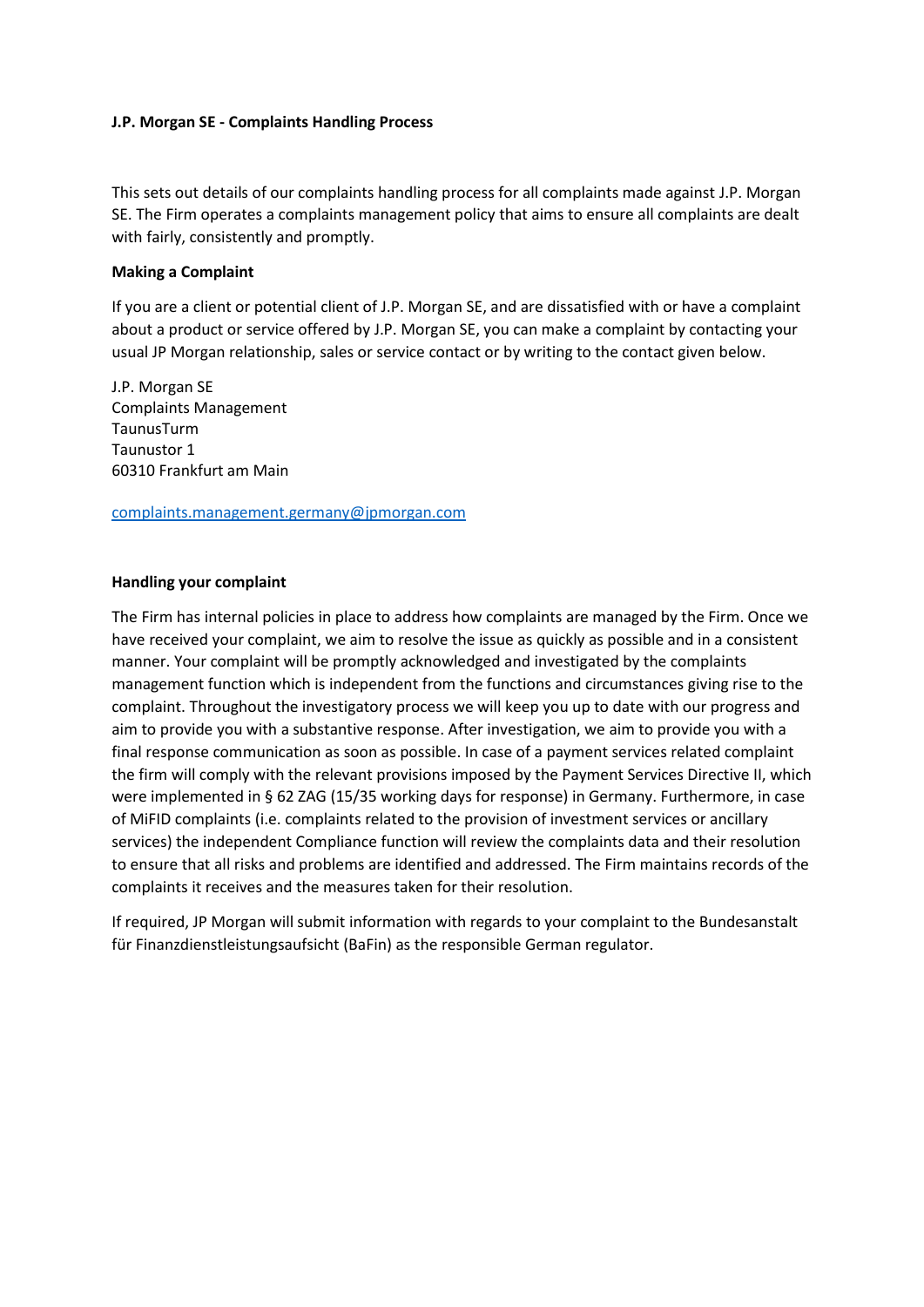**J.P. Morgan SE - Complaints Handling Process**

This sets out details of our complaints handling process for all complaints made against J.P. Morgan SE. The Firm operates a complaints management policy that aims to ensure all complaints are dealt with fairly, consistently and promptly.

**Making a Complaint**

If you are a client or potential client of J.P. Morgan SE, and are dissatisfied with or have a complaint about a product or service offered by J.P. Morgan SE, you can make a complaint by contacting your usual JP Morgan relationship, sales or service contact or by writing to the contact given below.

J.P. Morgan SE
Complaints Management
TaunusTurm
Taunustor 1
60310 Frankfurt am Main

complaints.management.germany@jpmorgan.com

**Handling your complaint**

The Firm has internal policies in place to address how complaints are managed by the Firm. Once we have received your complaint, we aim to resolve the issue as quickly as possible and in a consistent manner. Your complaint will be promptly acknowledged and investigated by the complaints management function which is independent from the functions and circumstances giving rise to the complaint. Throughout the investigatory process we will keep you up to date with our progress and aim to provide you with a substantive response. After investigation, we aim to provide you with a final response communication as soon as possible. In case of a payment services related complaint the firm will comply with the relevant provisions imposed by the Payment Services Directive II, which were implemented in § 62 ZAG (15/35 working days for response) in Germany. Furthermore, in case of MiFID complaints (i.e. complaints related to the provision of investment services or ancillary services) the independent Compliance function will review the complaints data and their resolution to ensure that all risks and problems are identified and addressed. The Firm maintains records of the complaints it receives and the measures taken for their resolution.

If required, JP Morgan will submit information with regards to your complaint to the Bundesanstalt für Finanzdienstleistungsaufsicht (BaFin) as the responsible German regulator.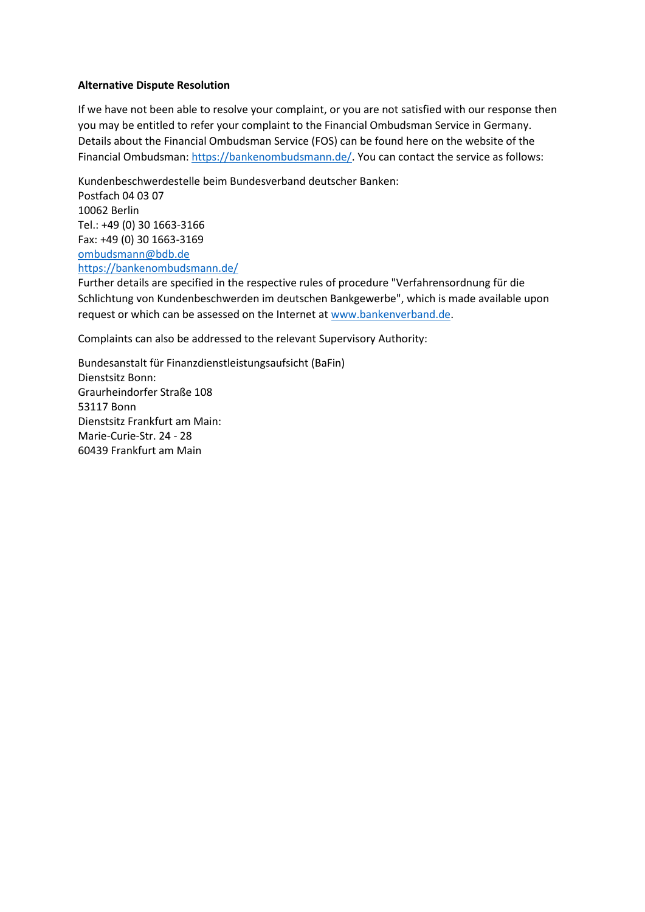**Alternative Dispute Resolution**

If we have not been able to resolve your complaint, or you are not satisfied with our response then you may be entitled to refer your complaint to the Financial Ombudsman Service in Germany. Details about the Financial Ombudsman Service (FOS) can be found here on the website of the Financial Ombudsman: https://bankenombudsmann.de/. You can contact the service as follows:

Kundenbeschwerdestelle beim Bundesverband deutscher Banken:
Postfach 04 03 07
10062 Berlin
Tel.: +49 (0) 30 1663-3166
Fax: +49 (0) 30 1663-3169
ombudsmann@bdb.de
https://bankenombudsmann.de/
Further details are specified in the respective rules of procedure "Verfahrensordnung für die Schlichtung von Kundenbeschwerden im deutschen Bankgewerbe", which is made available upon request or which can be assessed on the Internet at www.bankenverband.de.

Complaints can also be addressed to the relevant Supervisory Authority:

Bundesanstalt für Finanzdienstleistungsaufsicht (BaFin)
Dienstsitz Bonn:
Graurheindorfer Straße 108
53117 Bonn
Dienstsitz Frankfurt am Main:
Marie-Curie-Str. 24 - 28
60439 Frankfurt am Main